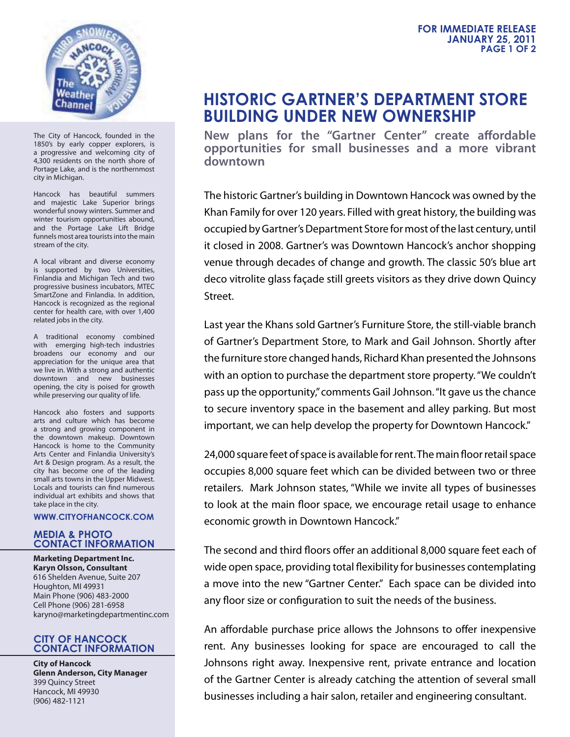FOR IMMEDIATE RELEASE
JANUARY 25, 2011

# HISTORIC GARTNER'S DEPARTMENT STORE BUILDING UNDER NEW OWNERSHIP

## New plans for the "Gartner Center" create affordable opportunities for small businesses and a more vibrant downtown

The historic Gartner's building in Downtown Hancock was owned by the Khan Family for over 120 years. Filled with great history, the building was occupied by Gartner's Department Store for most of the last century, until it closed in 2008. Gartner's was Downtown Hancock's anchor shopping venue through decades of change and growth. The classic 50's blue art deco vitrolite glass façade still greets visitors as they drive down Quincy Street.

Last year the Khans sold Gartner's Furniture Store, the still-viable branch of Gartner's Department Store, to Mark and Gail Johnson. Shortly after the furniture store changed hands, Richard Khan presented the Johnsons with an option to purchase the department store property. "We couldn't pass up the opportunity," comments Gail Johnson. "It gave us the chance to secure inventory space in the basement and alley parking. But most important, we can help develop the property for Downtown Hancock."

24,000 square feet of space is available for rent. The main floor retail space occupies 8,000 square feet which can be divided between two or three retailers. Mark Johnson states, "While we invite all types of businesses to look at the main floor space, we encourage retail usage to enhance economic growth in Downtown Hancock."

The second and third floors offer an additional 8,000 square feet each of wide open space, providing total flexibility for businesses contemplating a move into the new "Gartner Center." Each space can be divided into any floor size or configuration to suit the needs of the business.

An affordable purchase price allows the Johnsons to offer inexpensive rent. Any businesses looking for space are encouraged to call the Johnsons right away. Inexpensive rent, private entrance and location of the Gartner Center is already catching the attention of several small businesses including a hair salon, retailer and engineering consultant.

---

The City of Hancock, founded in the 1850's by early copper explorers, is a progressive and welcoming city of 4,300 residents on the north shore of Portage Lake, and is the northernmost city in Michigan.

Hancock has beautiful summers and majestic Lake Superior brings wonderful snowy winters. Summer and winter tourism opportunities abound, and the Portage Lake Lift Bridge funnels most area tourists into the main stream of the city.

A local vibrant and diverse economy is supported by two Universities, Finlandia and Michigan Tech and two progressive business incubators, MTEC SmartZone and Finlandia. In addition, Hancock is recognized as the regional center for health care, with over 1,400 related jobs in the city.

A traditional economy combined with emerging high-tech industries broadens our economy and our appreciation for the unique area that we live in. With a strong and authentic downtown and new businesses opening, the city is poised for growth while preserving our quality of life.

Hancock also fosters and supports arts and culture which has become a strong and growing component in the downtown makeup. Downtown Hancock is home to the Community Arts Center and Finlandia University's Art & Design program. As a result, the city has become one of the leading small arts towns in the Upper Midwest. Locals and tourists can find numerous individual art exhibits and shows that take place in the city.

**WWW.CITYOFHANCOCK.COM**

### MEDIA & PHOTO CONTACT INFORMATION

**Marketing Department Inc.**
**Karyn Olsson, Consultant**
616 Shelden Avenue, Suite 207
Houghton, MI 49931
Main Phone (906) 483-2000
Cell Phone (906) 281-6958
karyno@marketingdepartmentinc.com

### CITY OF HANCOCK CONTACT INFORMATION

**City of Hancock**
**Glenn Anderson, City Manager**
399 Quincy Street
Hancock, MI 49930
(906) 482-1121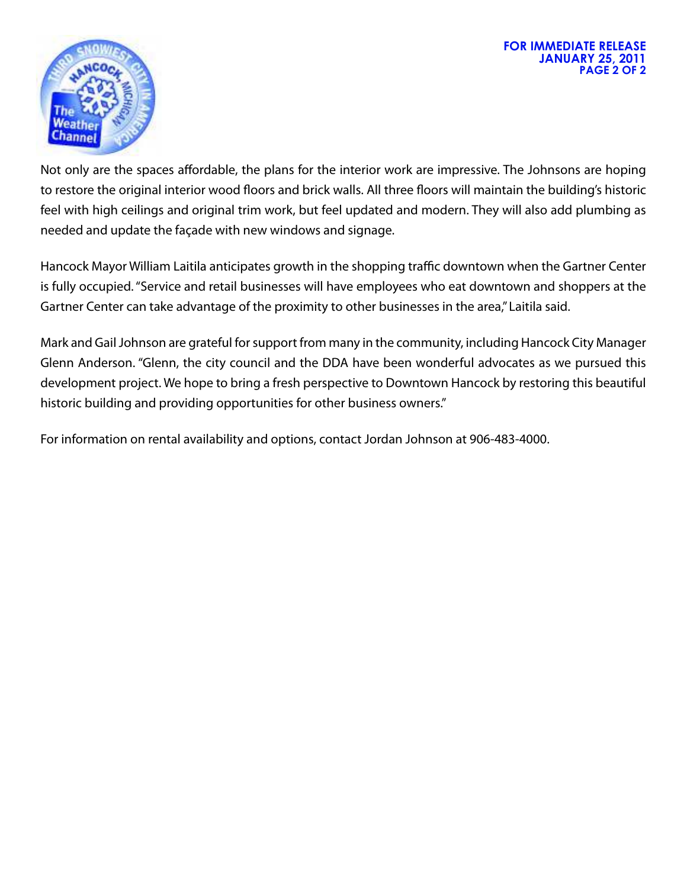Not only are the spaces affordable, the plans for the interior work are impressive. The Johnsons are hoping to restore the original interior wood floors and brick walls. All three floors will maintain the building's historic feel with high ceilings and original trim work, but feel updated and modern. They will also add plumbing as needed and update the façade with new windows and signage.

Hancock Mayor William Laitila anticipates growth in the shopping traffic downtown when the Gartner Center is fully occupied. "Service and retail businesses will have employees who eat downtown and shoppers at the Gartner Center can take advantage of the proximity to other businesses in the area," Laitila said.

Mark and Gail Johnson are grateful for support from many in the community, including Hancock City Manager Glenn Anderson. "Glenn, the city council and the DDA have been wonderful advocates as we pursued this development project. We hope to bring a fresh perspective to Downtown Hancock by restoring this beautiful historic building and providing opportunities for other business owners."

For information on rental availability and options, contact Jordan Johnson at 906-483-4000.